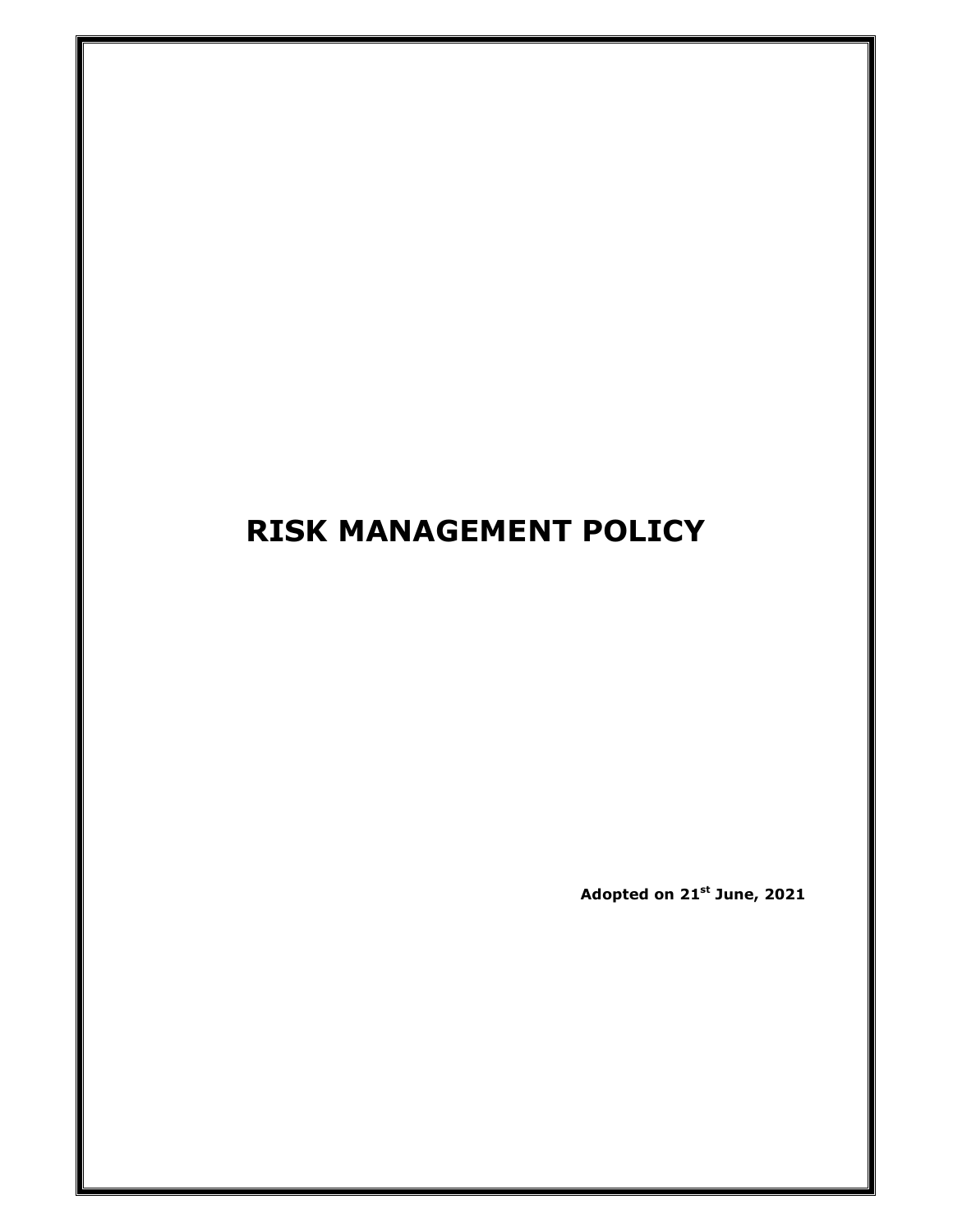# RISK MANAGEMENT POLICY

**Adopted on 21st June, 2021**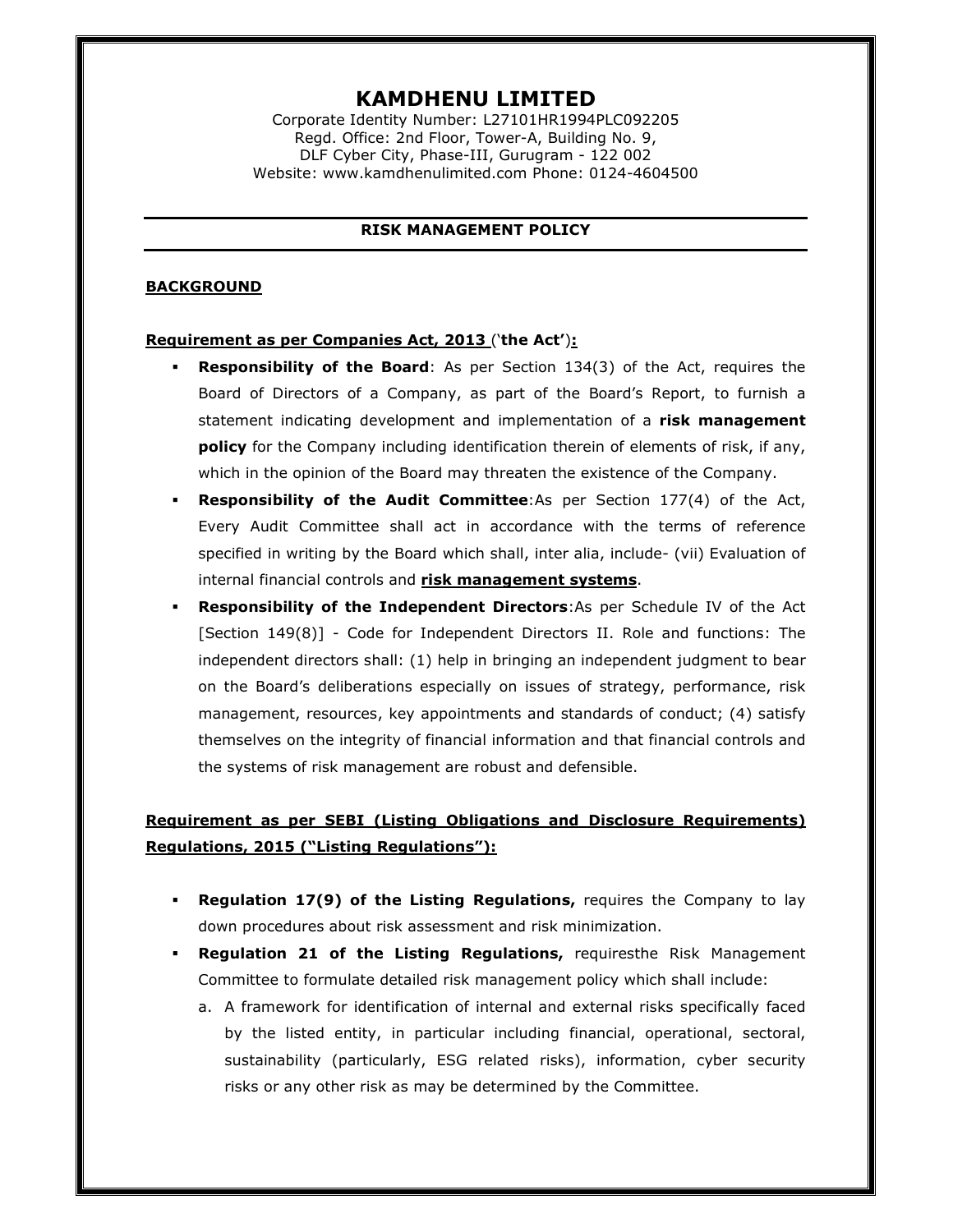# KAMDHENU LIMITED

Corporate Identity Number: L27101HR1994PLC092205
Regd. Office: 2nd Floor, Tower-A, Building No. 9,
DLF Cyber City, Phase-III, Gurugram - 122 002
Website: www.kamdhenulimited.com Phone: 0124-4604500

## RISK MANAGEMENT POLICY

### BACKGROUND

**Requirement as per Companies Act, 2013 ('the Act'):**

- **Responsibility of the Board**: As per Section 134(3) of the Act, requires the Board of Directors of a Company, as part of the Board's Report, to furnish a statement indicating development and implementation of a **risk management policy** for the Company including identification therein of elements of risk, if any, which in the opinion of the Board may threaten the existence of the Company.
- **Responsibility of the Audit Committee**:As per Section 177(4) of the Act, Every Audit Committee shall act in accordance with the terms of reference specified in writing by the Board which shall, inter alia, include- (vii) Evaluation of internal financial controls and **risk management systems**.
- **Responsibility of the Independent Directors**:As per Schedule IV of the Act [Section 149(8)] - Code for Independent Directors II. Role and functions: The independent directors shall: (1) help in bringing an independent judgment to bear on the Board's deliberations especially on issues of strategy, performance, risk management, resources, key appointments and standards of conduct; (4) satisfy themselves on the integrity of financial information and that financial controls and the systems of risk management are robust and defensible.

**Requirement as per SEBI (Listing Obligations and Disclosure Requirements) Regulations, 2015 ("Listing Regulations"):**

- **Regulation 17(9) of the Listing Regulations,** requires the Company to lay down procedures about risk assessment and risk minimization.
- **Regulation 21 of the Listing Regulations,** requiresthe Risk Management Committee to formulate detailed risk management policy which shall include:
  a. A framework for identification of internal and external risks specifically faced by the listed entity, in particular including financial, operational, sectoral, sustainability (particularly, ESG related risks), information, cyber security risks or any other risk as may be determined by the Committee.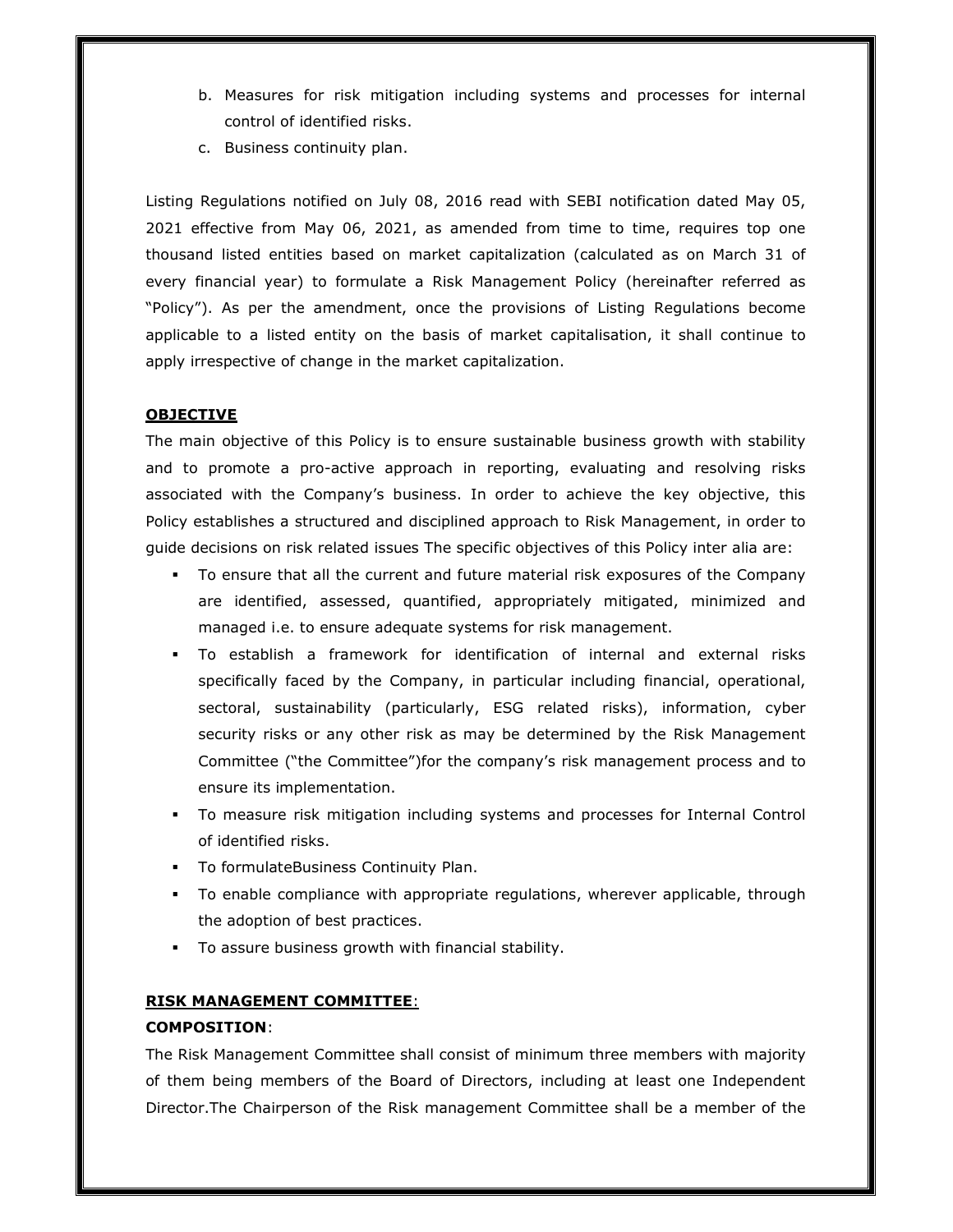b. Measures for risk mitigation including systems and processes for internal control of identified risks.
c. Business continuity plan.

Listing Regulations notified on July 08, 2016 read with SEBI notification dated May 05, 2021 effective from May 06, 2021, as amended from time to time, requires top one thousand listed entities based on market capitalization (calculated as on March 31 of every financial year) to formulate a Risk Management Policy (hereinafter referred as "Policy"). As per the amendment, once the provisions of Listing Regulations become applicable to a listed entity on the basis of market capitalisation, it shall continue to apply irrespective of change in the market capitalization.

**OBJECTIVE**

The main objective of this Policy is to ensure sustainable business growth with stability and to promote a pro-active approach in reporting, evaluating and resolving risks associated with the Company's business. In order to achieve the key objective, this Policy establishes a structured and disciplined approach to Risk Management, in order to guide decisions on risk related issues The specific objectives of this Policy inter alia are:

- To ensure that all the current and future material risk exposures of the Company are identified, assessed, quantified, appropriately mitigated, minimized and managed i.e. to ensure adequate systems for risk management.
- To establish a framework for identification of internal and external risks specifically faced by the Company, in particular including financial, operational, sectoral, sustainability (particularly, ESG related risks), information, cyber security risks or any other risk as may be determined by the Risk Management Committee ("the Committee")for the company's risk management process and to ensure its implementation.
- To measure risk mitigation including systems and processes for Internal Control of identified risks.
- To formulateBusiness Continuity Plan.
- To enable compliance with appropriate regulations, wherever applicable, through the adoption of best practices.
- To assure business growth with financial stability.

**RISK MANAGEMENT COMMITTEE**:

**COMPOSITION**:

The Risk Management Committee shall consist of minimum three members with majority of them being members of the Board of Directors, including at least one Independent Director.The Chairperson of the Risk management Committee shall be a member of the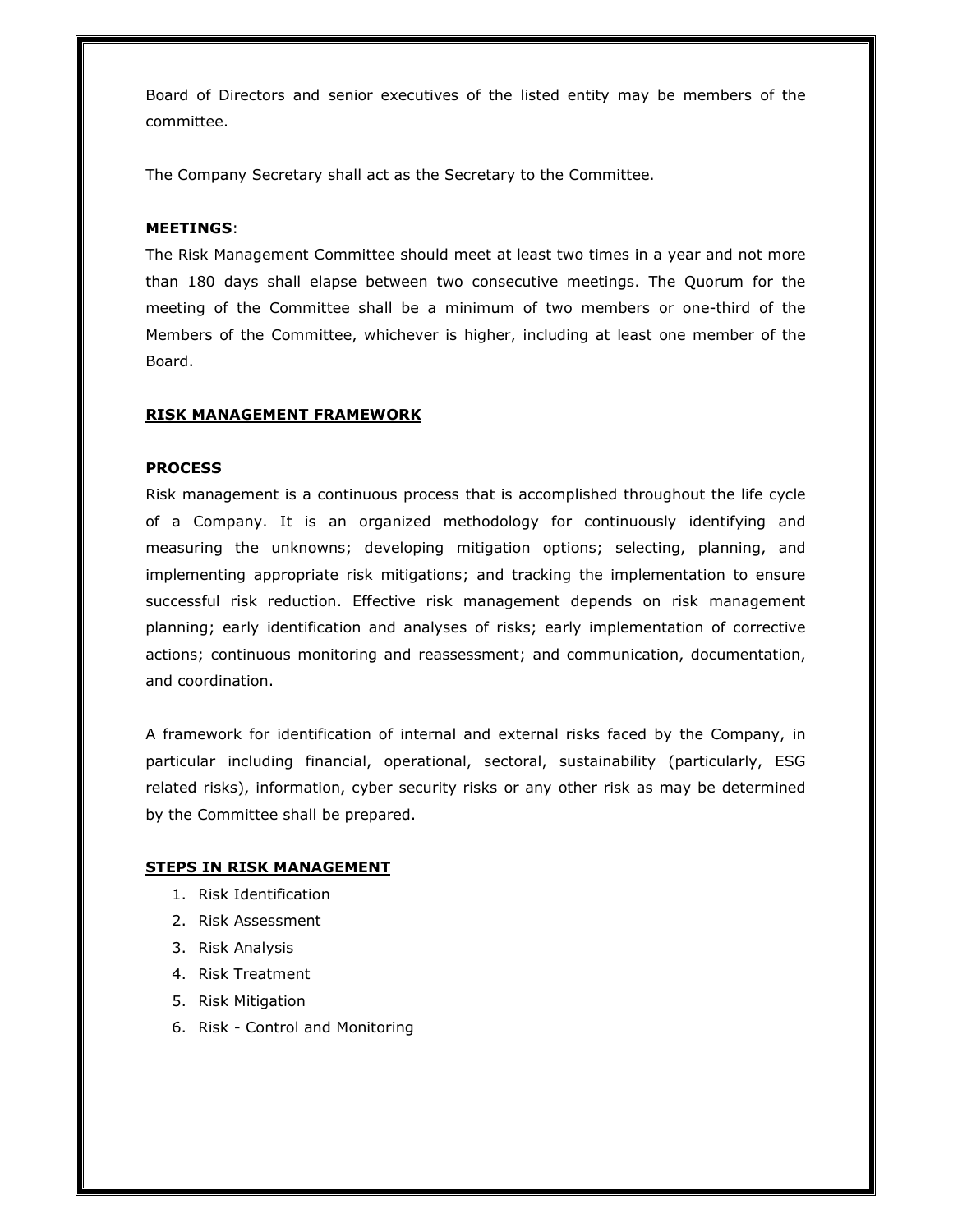Board of Directors and senior executives of the listed entity may be members of the committee.

The Company Secretary shall act as the Secretary to the Committee.

**MEETINGS**:

The Risk Management Committee should meet at least two times in a year and not more than 180 days shall elapse between two consecutive meetings. The Quorum for the meeting of the Committee shall be a minimum of two members or one-third of the Members of the Committee, whichever is higher, including at least one member of the Board.

## RISK MANAGEMENT FRAMEWORK

### PROCESS

Risk management is a continuous process that is accomplished throughout the life cycle of a Company. It is an organized methodology for continuously identifying and measuring the unknowns; developing mitigation options; selecting, planning, and implementing appropriate risk mitigations; and tracking the implementation to ensure successful risk reduction. Effective risk management depends on risk management planning; early identification and analyses of risks; early implementation of corrective actions; continuous monitoring and reassessment; and communication, documentation, and coordination.

A framework for identification of internal and external risks faced by the Company, in particular including financial, operational, sectoral, sustainability (particularly, ESG related risks), information, cyber security risks or any other risk as may be determined by the Committee shall be prepared.

## STEPS IN RISK MANAGEMENT

1. Risk Identification
2. Risk Assessment
3. Risk Analysis
4. Risk Treatment
5. Risk Mitigation
6. Risk - Control and Monitoring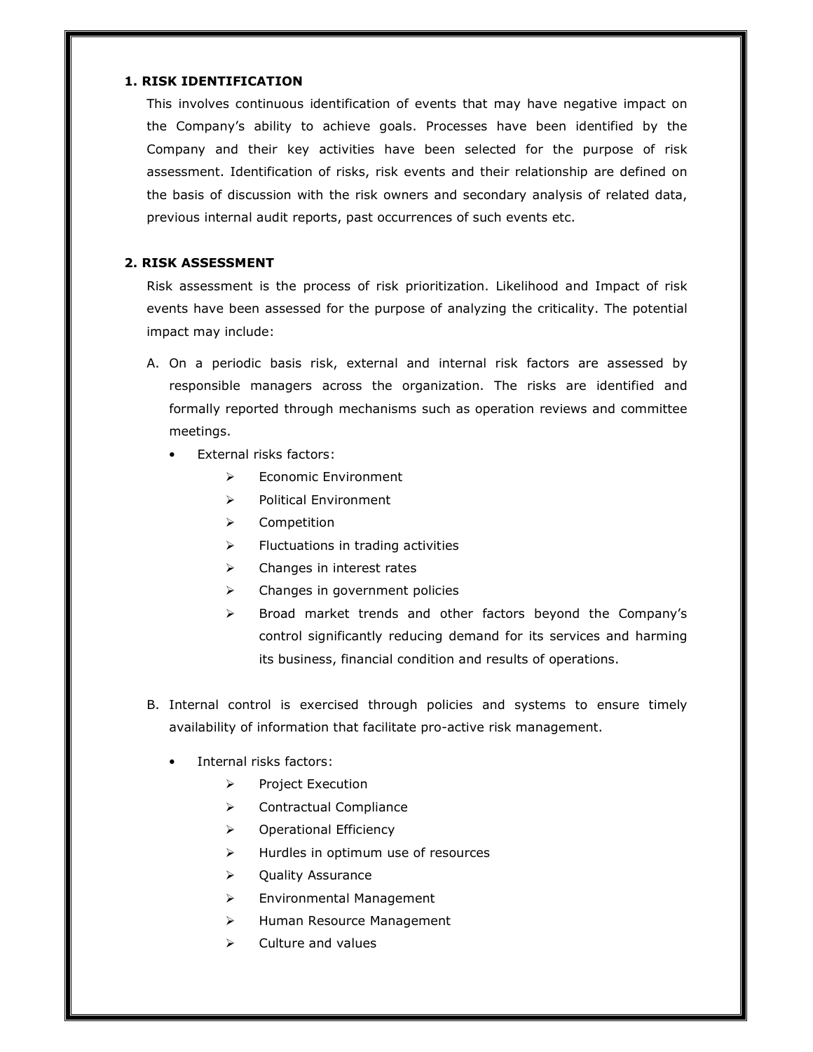## 1. RISK IDENTIFICATION

This involves continuous identification of events that may have negative impact on the Company's ability to achieve goals. Processes have been identified by the Company and their key activities have been selected for the purpose of risk assessment. Identification of risks, risk events and their relationship are defined on the basis of discussion with the risk owners and secondary analysis of related data, previous internal audit reports, past occurrences of such events etc.

## 2. RISK ASSESSMENT

Risk assessment is the process of risk prioritization. Likelihood and Impact of risk events have been assessed for the purpose of analyzing the criticality. The potential impact may include:

A. On a periodic basis risk, external and internal risk factors are assessed by responsible managers across the organization. The risks are identified and formally reported through mechanisms such as operation reviews and committee meetings.

   - External risks factors:
     - Economic Environment
     - Political Environment
     - Competition
     - Fluctuations in trading activities
     - Changes in interest rates
     - Changes in government policies
     - Broad market trends and other factors beyond the Company's control significantly reducing demand for its services and harming its business, financial condition and results of operations.

B. Internal control is exercised through policies and systems to ensure timely availability of information that facilitate pro-active risk management.

   - Internal risks factors:
     - Project Execution
     - Contractual Compliance
     - Operational Efficiency
     - Hurdles in optimum use of resources
     - Quality Assurance
     - Environmental Management
     - Human Resource Management
     - Culture and values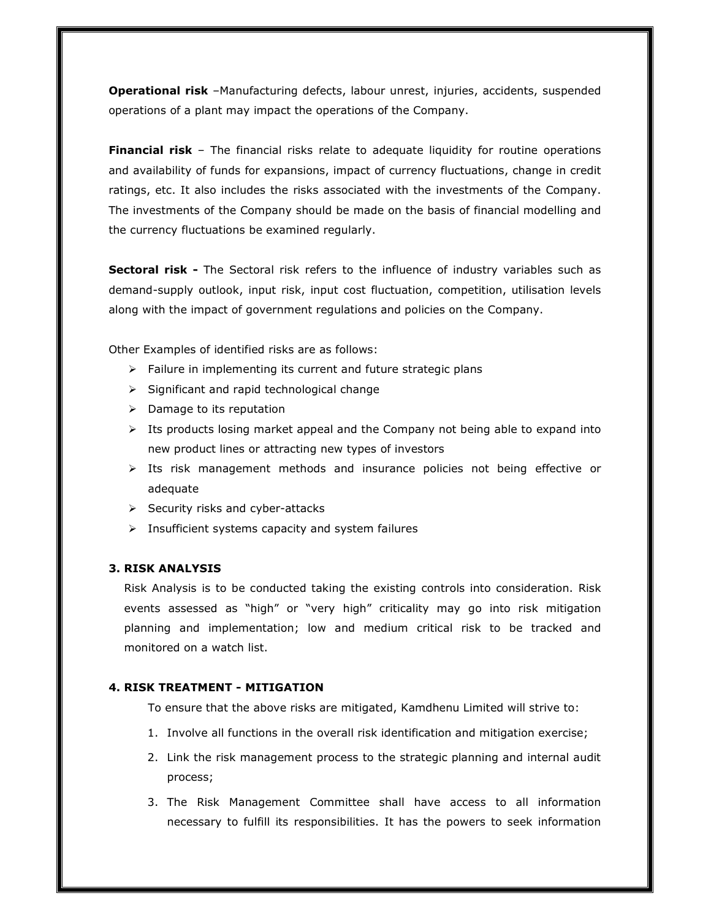**Operational risk** –Manufacturing defects, labour unrest, injuries, accidents, suspended operations of a plant may impact the operations of the Company.

**Financial risk** – The financial risks relate to adequate liquidity for routine operations and availability of funds for expansions, impact of currency fluctuations, change in credit ratings, etc. It also includes the risks associated with the investments of the Company. The investments of the Company should be made on the basis of financial modelling and the currency fluctuations be examined regularly.

**Sectoral risk -** The Sectoral risk refers to the influence of industry variables such as demand-supply outlook, input risk, input cost fluctuation, competition, utilisation levels along with the impact of government regulations and policies on the Company.

Other Examples of identified risks are as follows:

- Failure in implementing its current and future strategic plans
- Significant and rapid technological change
- Damage to its reputation
- Its products losing market appeal and the Company not being able to expand into new product lines or attracting new types of investors
- Its risk management methods and insurance policies not being effective or adequate
- Security risks and cyber-attacks
- Insufficient systems capacity and system failures

### 3. RISK ANALYSIS

Risk Analysis is to be conducted taking the existing controls into consideration. Risk events assessed as "high" or "very high" criticality may go into risk mitigation planning and implementation; low and medium critical risk to be tracked and monitored on a watch list.

### 4. RISK TREATMENT - MITIGATION

To ensure that the above risks are mitigated, Kamdhenu Limited will strive to:

1. Involve all functions in the overall risk identification and mitigation exercise;
2. Link the risk management process to the strategic planning and internal audit process;
3. The Risk Management Committee shall have access to all information necessary to fulfill its responsibilities. It has the powers to seek information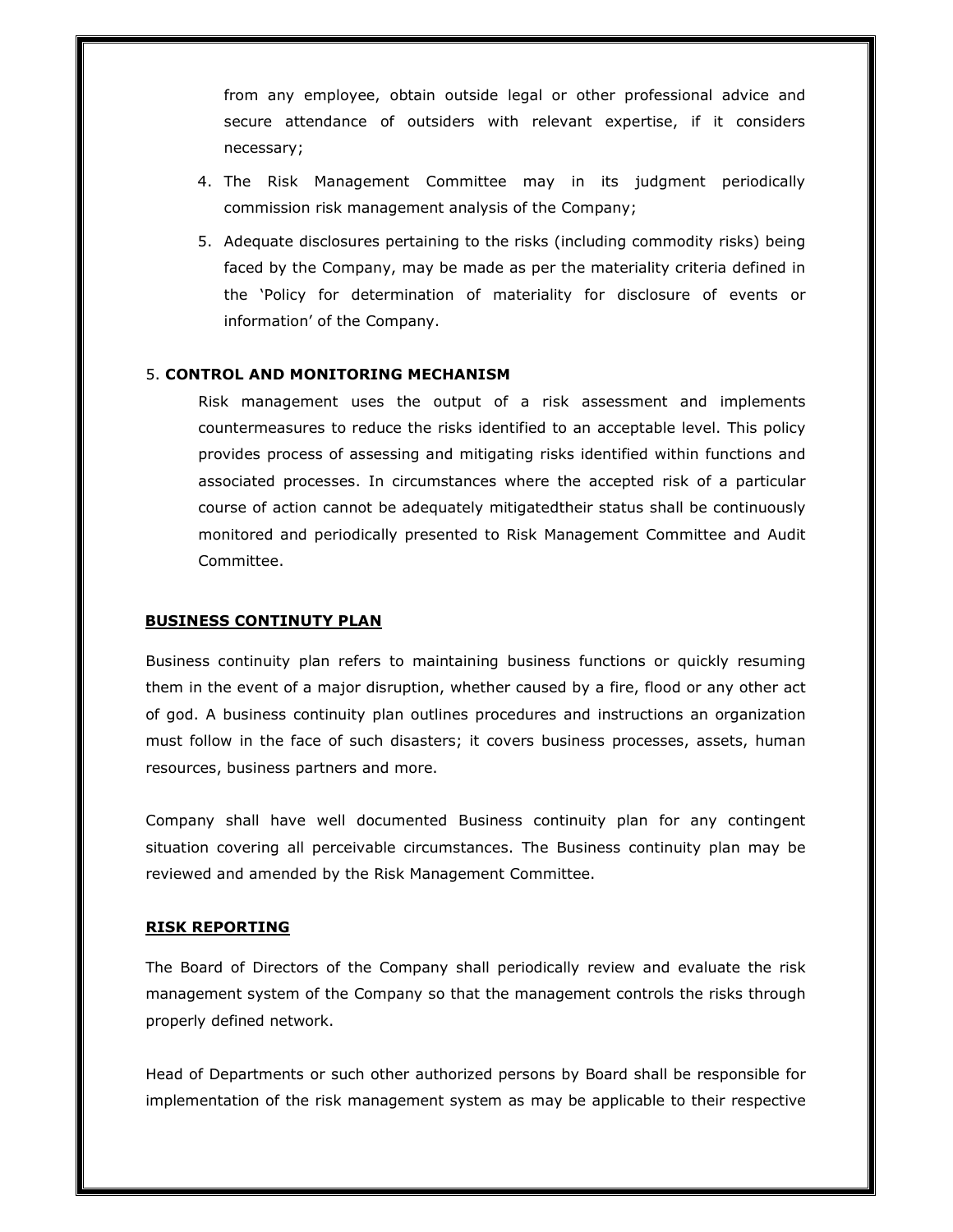from any employee, obtain outside legal or other professional advice and secure attendance of outsiders with relevant expertise, if it considers necessary;

4. The Risk Management Committee may in its judgment periodically commission risk management analysis of the Company;
5. Adequate disclosures pertaining to the risks (including commodity risks) being faced by the Company, may be made as per the materiality criteria defined in the 'Policy for determination of materiality for disclosure of events or information' of the Company.

5. **CONTROL AND MONITORING MECHANISM**

Risk management uses the output of a risk assessment and implements countermeasures to reduce the risks identified to an acceptable level. This policy provides process of assessing and mitigating risks identified within functions and associated processes. In circumstances where the accepted risk of a particular course of action cannot be adequately mitigatedtheir status shall be continuously monitored and periodically presented to Risk Management Committee and Audit Committee.

**BUSINESS CONTINUTY PLAN**

Business continuity plan refers to maintaining business functions or quickly resuming them in the event of a major disruption, whether caused by a fire, flood or any other act of god. A business continuity plan outlines procedures and instructions an organization must follow in the face of such disasters; it covers business processes, assets, human resources, business partners and more.

Company shall have well documented Business continuity plan for any contingent situation covering all perceivable circumstances. The Business continuity plan may be reviewed and amended by the Risk Management Committee.

**RISK REPORTING**

The Board of Directors of the Company shall periodically review and evaluate the risk management system of the Company so that the management controls the risks through properly defined network.

Head of Departments or such other authorized persons by Board shall be responsible for implementation of the risk management system as may be applicable to their respective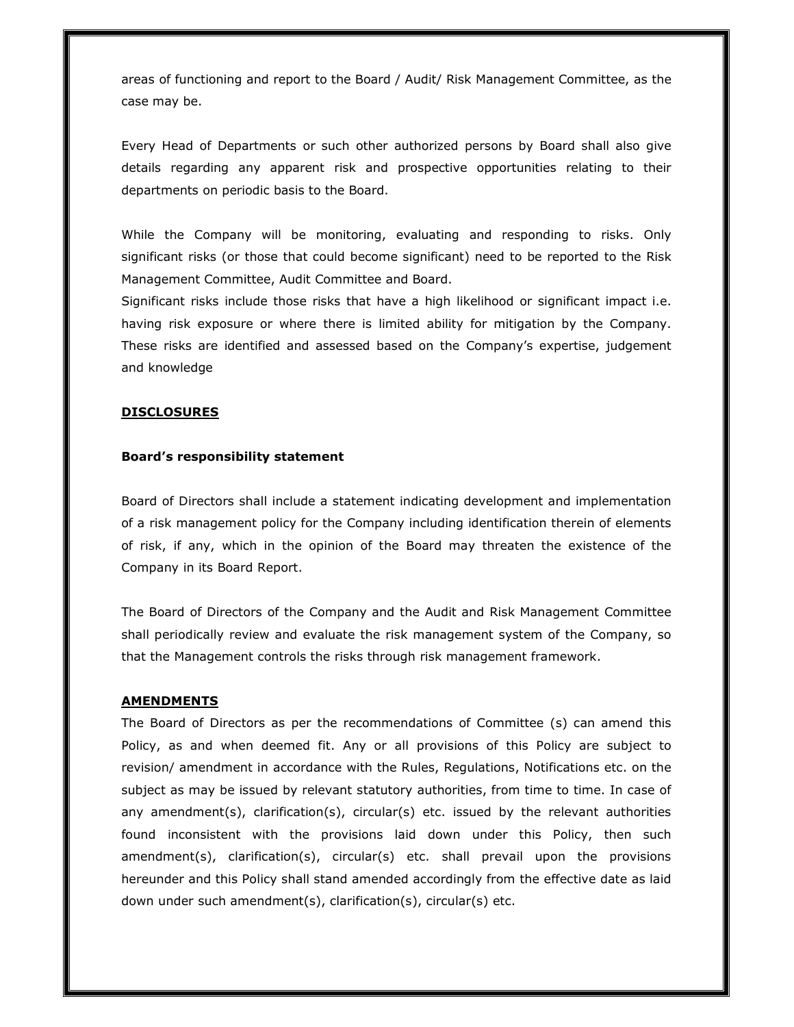areas of functioning and report to the Board / Audit/ Risk Management Committee, as the case may be.

Every Head of Departments or such other authorized persons by Board shall also give details regarding any apparent risk and prospective opportunities relating to their departments on periodic basis to the Board.

While the Company will be monitoring, evaluating and responding to risks. Only significant risks (or those that could become significant) need to be reported to the Risk Management Committee, Audit Committee and Board.
Significant risks include those risks that have a high likelihood or significant impact i.e. having risk exposure or where there is limited ability for mitigation by the Company. These risks are identified and assessed based on the Company's expertise, judgement and knowledge

## DISCLOSURES

### Board's responsibility statement

Board of Directors shall include a statement indicating development and implementation of a risk management policy for the Company including identification therein of elements of risk, if any, which in the opinion of the Board may threaten the existence of the Company in its Board Report.

The Board of Directors of the Company and the Audit and Risk Management Committee shall periodically review and evaluate the risk management system of the Company, so that the Management controls the risks through risk management framework.

## AMENDMENTS

The Board of Directors as per the recommendations of Committee (s) can amend this Policy, as and when deemed fit. Any or all provisions of this Policy are subject to revision/ amendment in accordance with the Rules, Regulations, Notifications etc. on the subject as may be issued by relevant statutory authorities, from time to time. In case of any amendment(s), clarification(s), circular(s) etc. issued by the relevant authorities found inconsistent with the provisions laid down under this Policy, then such amendment(s), clarification(s), circular(s) etc. shall prevail upon the provisions hereunder and this Policy shall stand amended accordingly from the effective date as laid down under such amendment(s), clarification(s), circular(s) etc.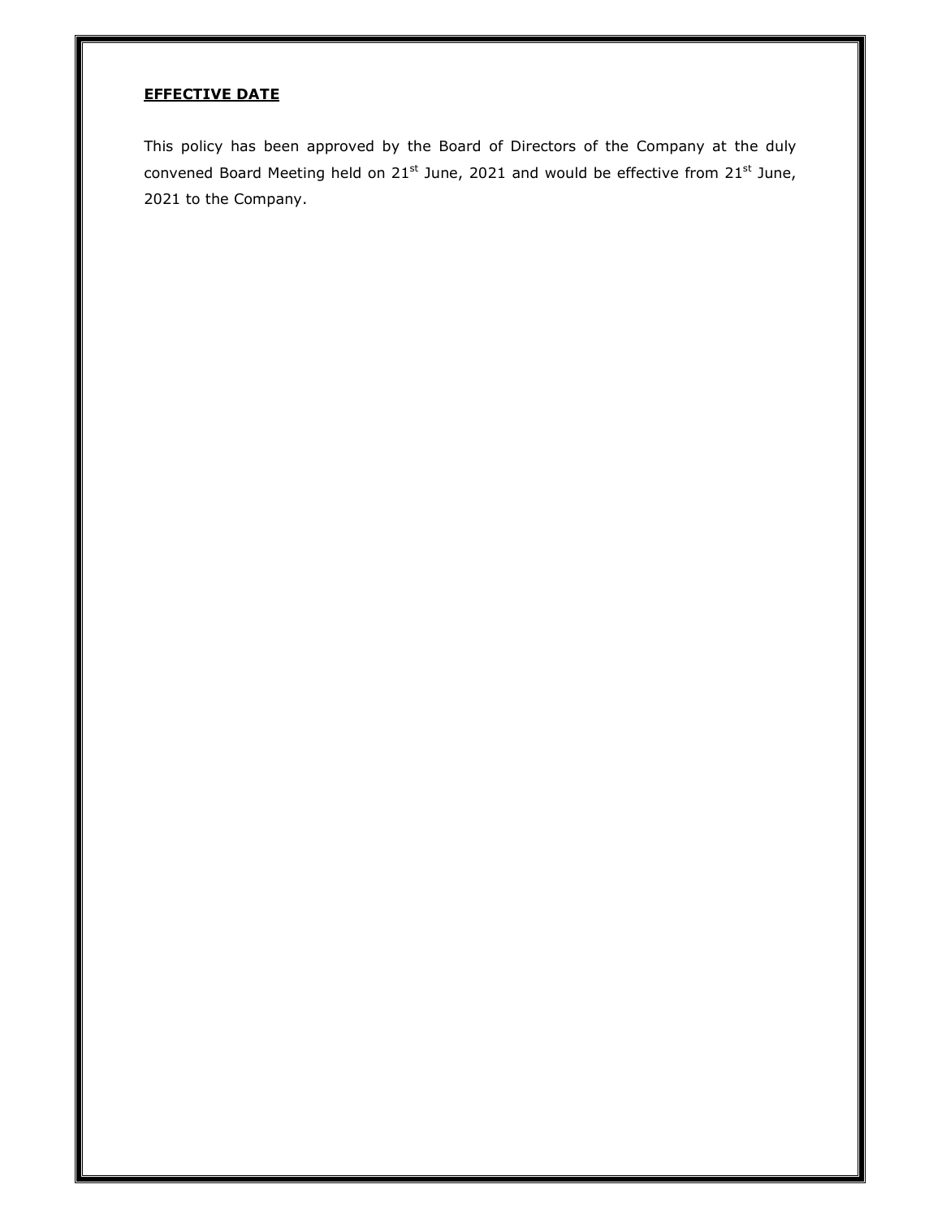## **EFFECTIVE DATE**

This policy has been approved by the Board of Directors of the Company at the duly convened Board Meeting held on 21st June, 2021 and would be effective from 21st June, 2021 to the Company.